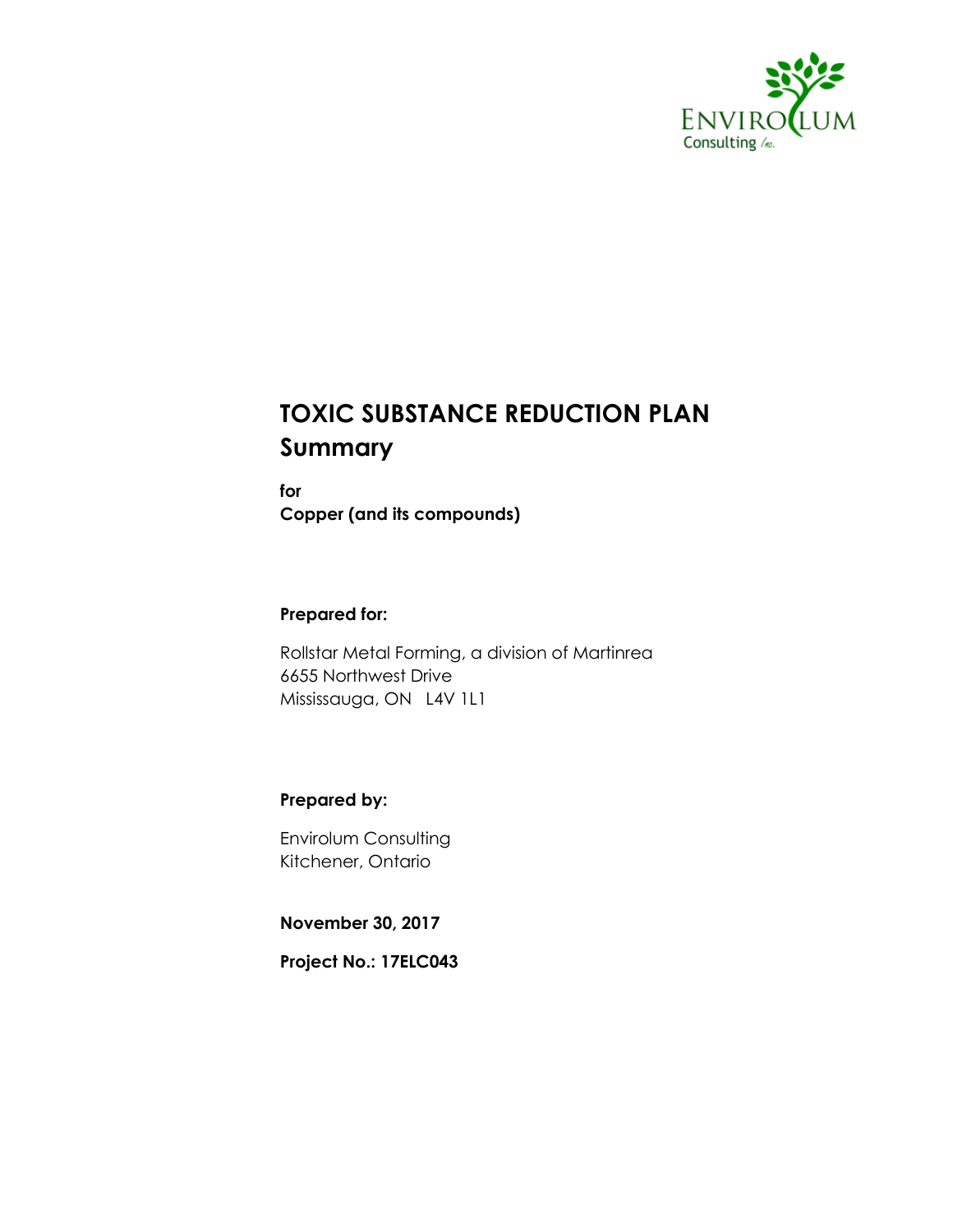# TOXIC SUBSTANCE REDUCTION PLAN
## Summary

**for**
**Copper (and its compounds)**

**Prepared for:**

Rollstar Metal Forming, a division of Martinrea
6655 Northwest Drive
Mississauga, ON L4V 1L1

**Prepared by:**

Envirolum Consulting
Kitchener, Ontario

**November 30, 2017**

**Project No.: 17ELC043**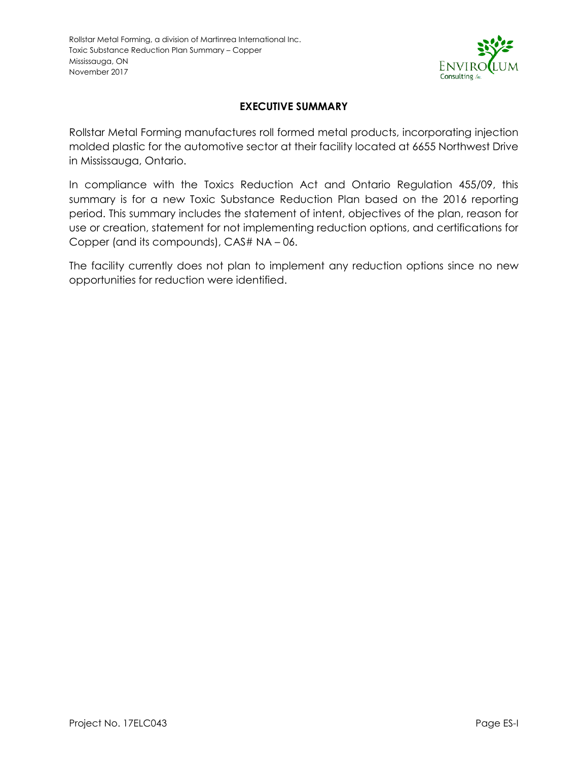## EXECUTIVE SUMMARY

Rollstar Metal Forming manufactures roll formed metal products, incorporating injection molded plastic for the automotive sector at their facility located at 6655 Northwest Drive in Mississauga, Ontario.

In compliance with the Toxics Reduction Act and Ontario Regulation 455/09, this summary is for a new Toxic Substance Reduction Plan based on the 2016 reporting period. This summary includes the statement of intent, objectives of the plan, reason for use or creation, statement for not implementing reduction options, and certifications for Copper (and its compounds), CAS# NA – 06.

The facility currently does not plan to implement any reduction options since no new opportunities for reduction were identified.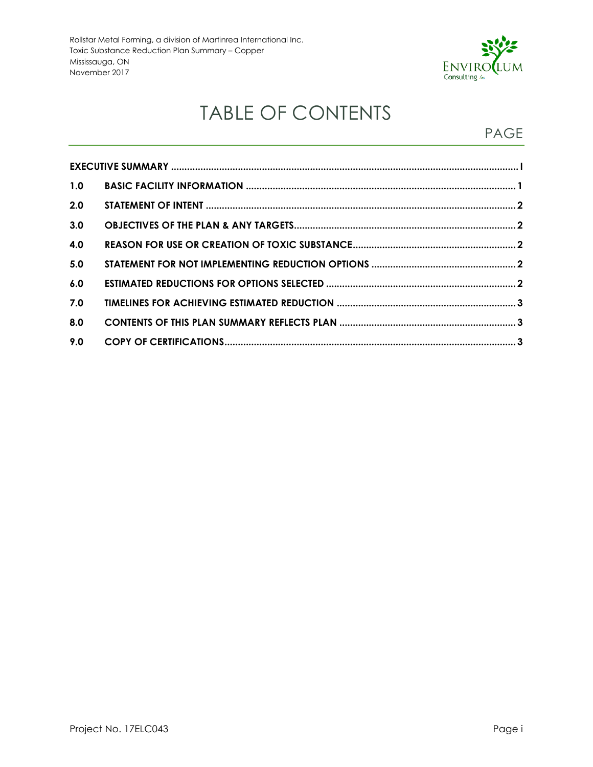# TABLE OF CONTENTS

| | | PAGE |
|---|---|---|
| **EXECUTIVE SUMMARY** | | **I** |
| **1.0** | **BASIC FACILITY INFORMATION** | **1** |
| **2.0** | **STATEMENT OF INTENT** | **2** |
| **3.0** | **OBJECTIVES OF THE PLAN & ANY TARGETS** | **2** |
| **4.0** | **REASON FOR USE OR CREATION OF TOXIC SUBSTANCE** | **2** |
| **5.0** | **STATEMENT FOR NOT IMPLEMENTING REDUCTION OPTIONS** | **2** |
| **6.0** | **ESTIMATED REDUCTIONS FOR OPTIONS SELECTED** | **2** |
| **7.0** | **TIMELINES FOR ACHIEVING ESTIMATED REDUCTION** | **3** |
| **8.0** | **CONTENTS OF THIS PLAN SUMMARY REFLECTS PLAN** | **3** |
| **9.0** | **COPY OF CERTIFICATIONS** | **3** |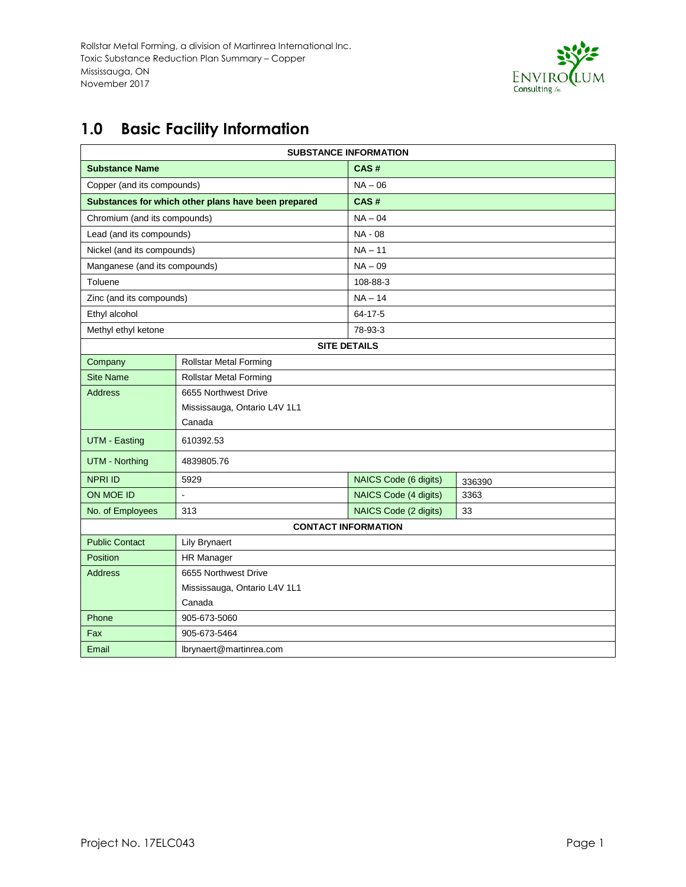## 1.0 Basic Facility Information

| SUBSTANCE INFORMATION | | | |
|---|---|---|---|
| **Substance Name** | | **CAS #** | |
| Copper (and its compounds) | | NA – 06 | |
| **Substances for which other plans have been prepared** | | **CAS #** | |
| Chromium (and its compounds) | | NA – 04 | |
| Lead (and its compounds) | | NA - 08 | |
| Nickel (and its compounds) | | NA – 11 | |
| Manganese (and its compounds) | | NA – 09 | |
| Toluene | | 108-88-3 | |
| Zinc (and its compounds) | | NA – 14 | |
| Ethyl alcohol | | 64-17-5 | |
| Methyl ethyl ketone | | 78-93-3 | |
| **SITE DETAILS** | | | |
| Company | Rollstar Metal Forming | | |
| Site Name | Rollstar Metal Forming | | |
| Address | 6655 Northwest Drive<br>Mississauga, Ontario L4V 1L1<br>Canada | | |
| UTM - Easting | 610392.53 | | |
| UTM - Northing | 4839805.76 | | |
| NPRI ID | 5929 | NAICS Code (6 digits) | 336390 |
| ON MOE ID | - | NAICS Code (4 digits) | 3363 |
| No. of Employees | 313 | NAICS Code (2 digits) | 33 |
| **CONTACT INFORMATION** | | | |
| Public Contact | Lily Brynaert | | |
| Position | HR Manager | | |
| Address | 6655 Northwest Drive<br>Mississauga, Ontario L4V 1L1<br>Canada | | |
| Phone | 905-673-5060 | | |
| Fax | 905-673-5464 | | |
| Email | lbrynaert@martinrea.com | | |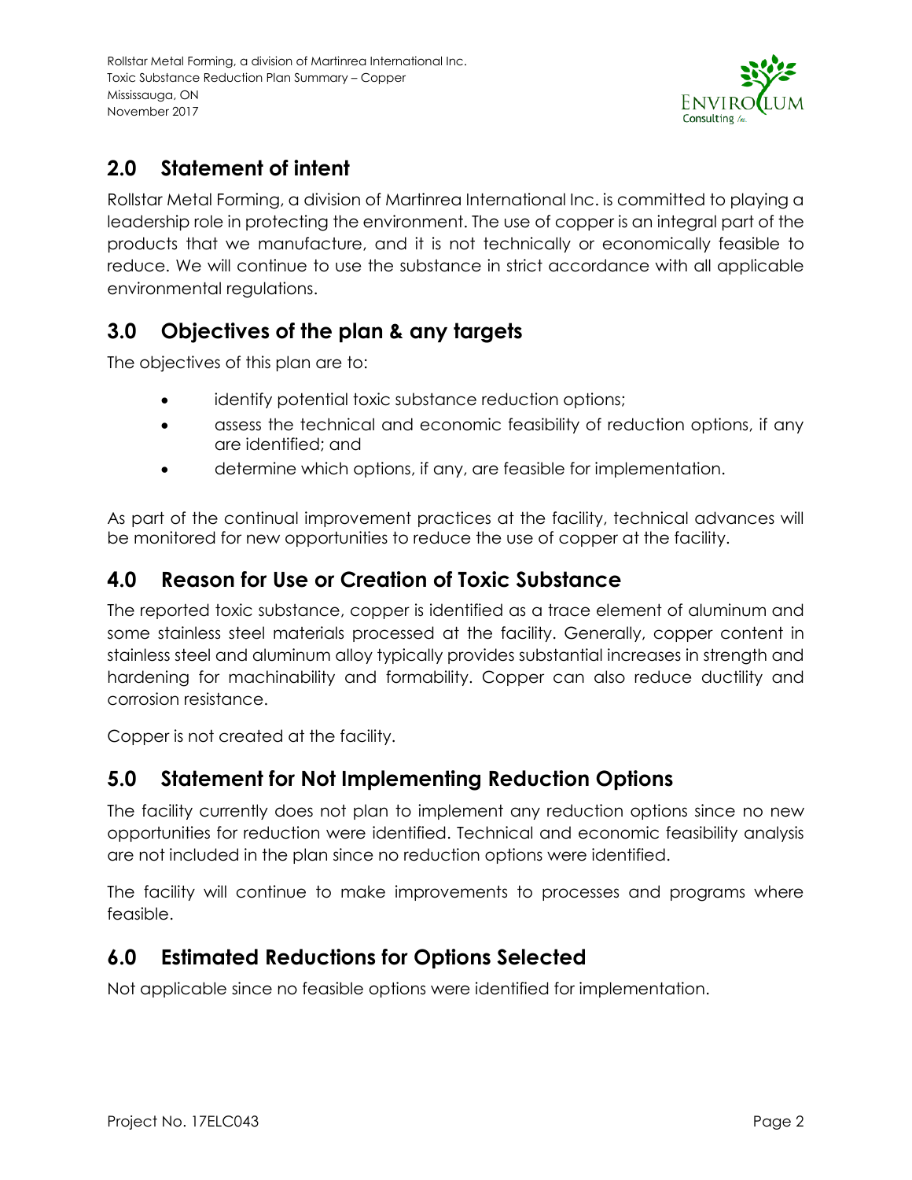## 2.0 Statement of intent

Rollstar Metal Forming, a division of Martinrea International Inc. is committed to playing a leadership role in protecting the environment. The use of copper is an integral part of the products that we manufacture, and it is not technically or economically feasible to reduce. We will continue to use the substance in strict accordance with all applicable environmental regulations.

## 3.0 Objectives of the plan & any targets

The objectives of this plan are to:

- identify potential toxic substance reduction options;
- assess the technical and economic feasibility of reduction options, if any are identified; and
- determine which options, if any, are feasible for implementation.

As part of the continual improvement practices at the facility, technical advances will be monitored for new opportunities to reduce the use of copper at the facility.

## 4.0 Reason for Use or Creation of Toxic Substance

The reported toxic substance, copper is identified as a trace element of aluminum and some stainless steel materials processed at the facility. Generally, copper content in stainless steel and aluminum alloy typically provides substantial increases in strength and hardening for machinability and formability. Copper can also reduce ductility and corrosion resistance.

Copper is not created at the facility.

## 5.0 Statement for Not Implementing Reduction Options

The facility currently does not plan to implement any reduction options since no new opportunities for reduction were identified. Technical and economic feasibility analysis are not included in the plan since no reduction options were identified.

The facility will continue to make improvements to processes and programs where feasible.

## 6.0 Estimated Reductions for Options Selected

Not applicable since no feasible options were identified for implementation.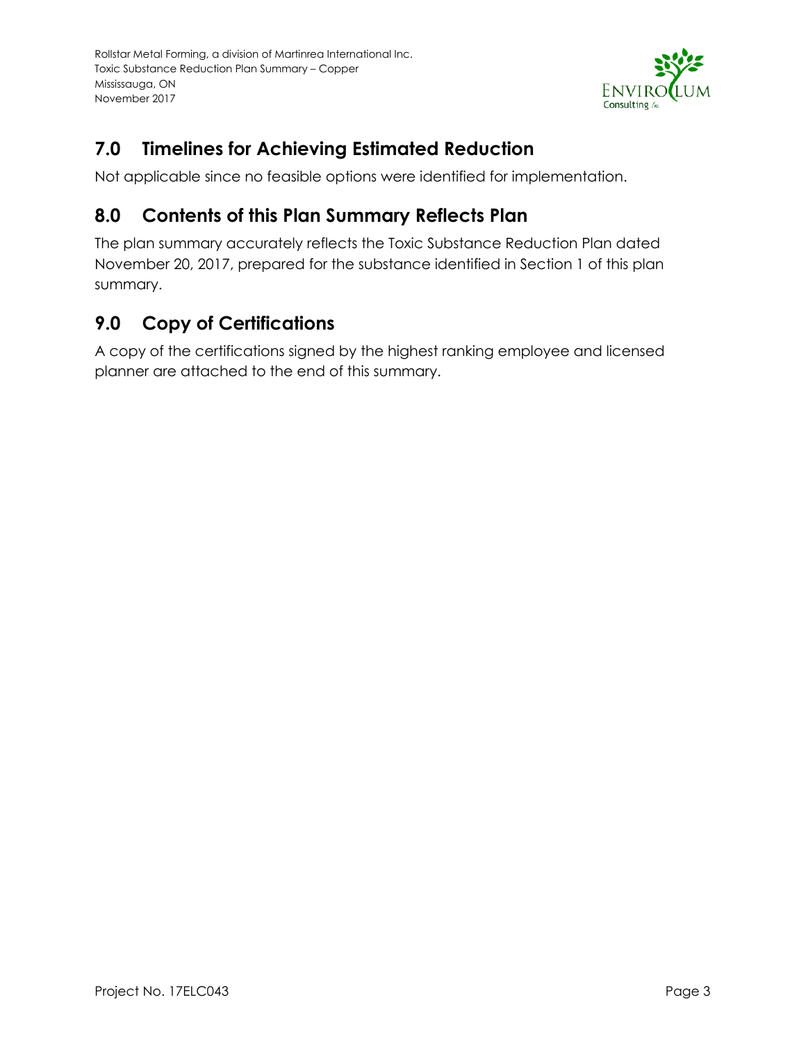## 7.0 Timelines for Achieving Estimated Reduction

Not applicable since no feasible options were identified for implementation.

## 8.0 Contents of this Plan Summary Reflects Plan

The plan summary accurately reflects the Toxic Substance Reduction Plan dated November 20, 2017, prepared for the substance identified in Section 1 of this plan summary.

## 9.0 Copy of Certifications

A copy of the certifications signed by the highest ranking employee and licensed planner are attached to the end of this summary.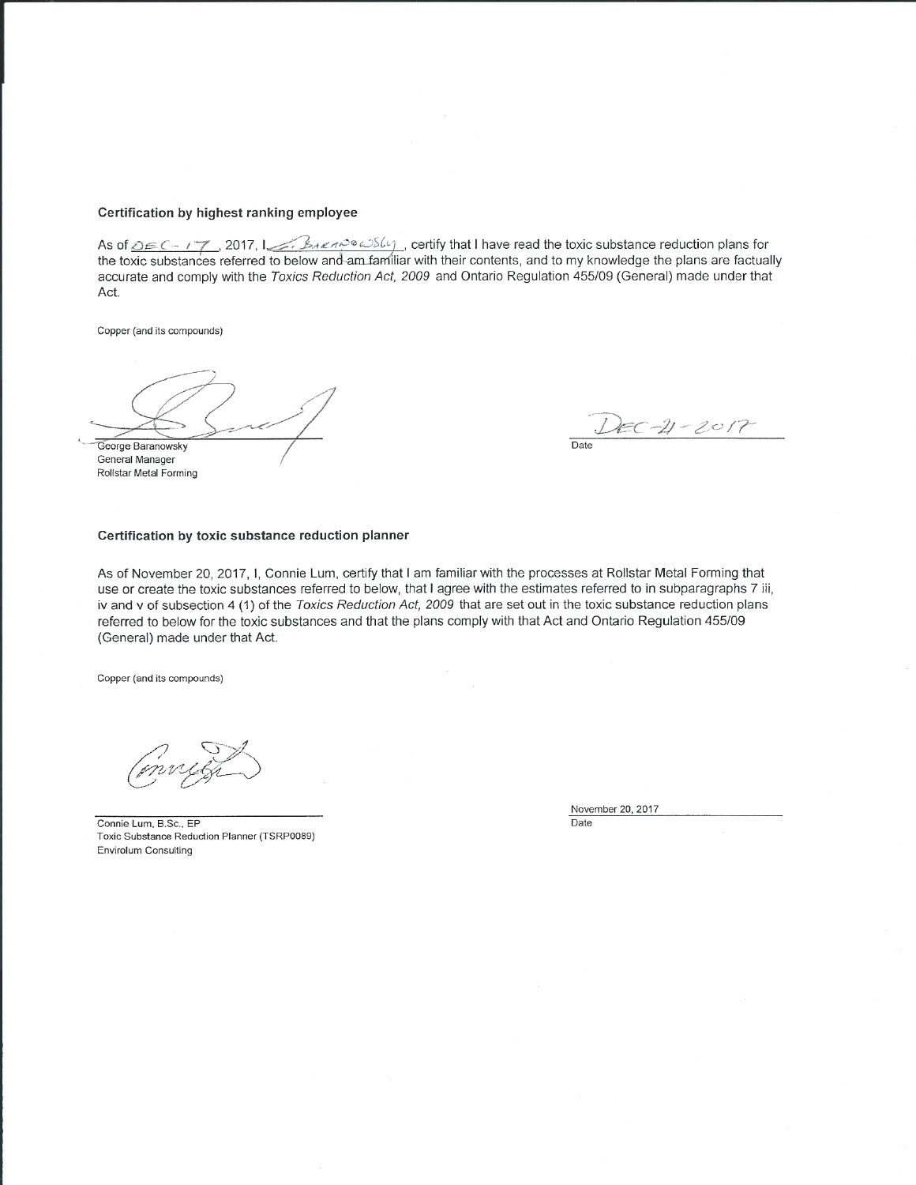### Certification by highest ranking employee

As of DEC - 17, 2017, I, G. BARANOWSKY, certify that I have read the toxic substance reduction plans for the toxic substances referred to below ~~and am familiar~~ with their contents, and to my knowledge the plans are factually accurate and comply with the *Toxics Reduction Act, 2009* and Ontario Regulation 455/09 (General) made under that Act.

Copper (and its compounds)

George Baranowsky
General Manager
Rollstar Metal Forming

DEC-21-2017
Date

### Certification by toxic substance reduction planner

As of November 20, 2017, I, Connie Lum, certify that I am familiar with the processes at Rollstar Metal Forming that use or create the toxic substances referred to below, that I agree with the estimates referred to in subparagraphs 7 iii, iv and v of subsection 4 (1) of the *Toxics Reduction Act, 2009* that are set out in the toxic substance reduction plans referred to below for the toxic substances and that the plans comply with that Act and Ontario Regulation 455/09 (General) made under that Act.

Copper (and its compounds)

Connie Lum, B.Sc., EP
Toxic Substance Reduction Planner (TSRP0089)
Envirolum Consulting

November 20, 2017
Date